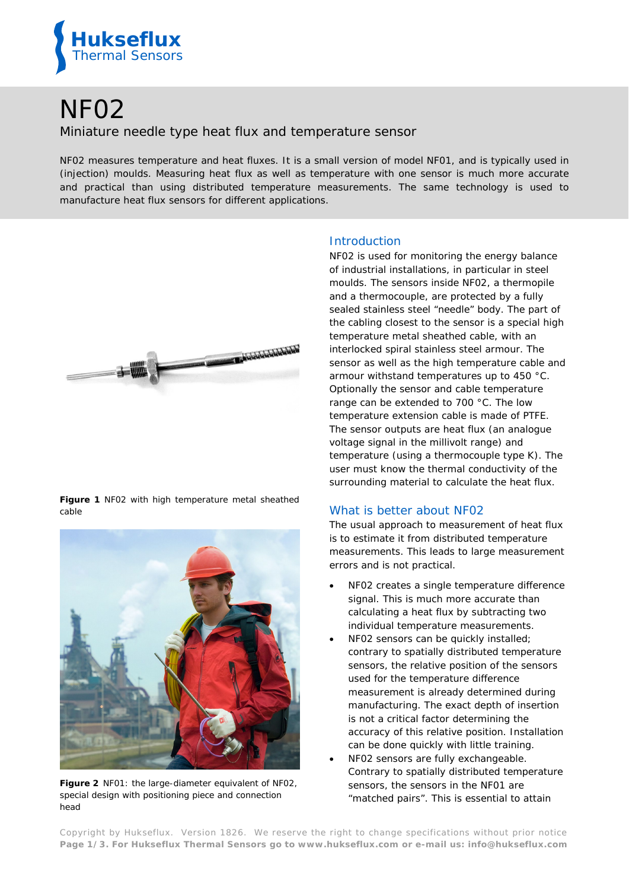# NF02

## Miniature needle type heat flux and temperature sensor

NF02 measures temperature and heat fluxes. It is a small version of model NF01, and is typically used in (injection) moulds. Measuring heat flux as well as temperature with one sensor is much more accurate and practical than using distributed temperature measurements. The same technology is used to manufacture heat flux sensors for different applications.

**Figure 1** NF02 with high temperature metal sheathed cable

**Figure 2** NF01: the large-diameter equivalent of NF02, special design with positioning piece and connection head

## Introduction

NF02 is used for monitoring the energy balance of industrial installations, in particular in steel moulds. The sensors inside NF02, a thermopile and a thermocouple, are protected by a fully sealed stainless steel "needle" body. The part of the cabling closest to the sensor is a special high temperature metal sheathed cable, with an interlocked spiral stainless steel armour. The sensor as well as the high temperature cable and armour withstand temperatures up to 450 °C. Optionally the sensor and cable temperature range can be extended to 700 °C. The low temperature extension cable is made of PTFE. The sensor outputs are heat flux (an analogue voltage signal in the millivolt range) and temperature (using a thermocouple type K). The user must know the thermal conductivity of the surrounding material to calculate the heat flux.

## What is better about NF02

The usual approach to measurement of heat flux is to estimate it from distributed temperature measurements. This leads to large measurement errors and is not practical.

- NF02 creates a single temperature difference signal. This is much more accurate than calculating a heat flux by subtracting two individual temperature measurements.
- NF02 sensors can be quickly installed; contrary to spatially distributed temperature sensors, the relative position of the sensors used for the temperature difference measurement is already determined during manufacturing. The exact depth of insertion is not a critical factor determining the accuracy of this relative position. Installation can be done quickly with little training.
- NF02 sensors are fully exchangeable. Contrary to spatially distributed temperature sensors, the sensors in the NF01 are "matched pairs". This is essential to attain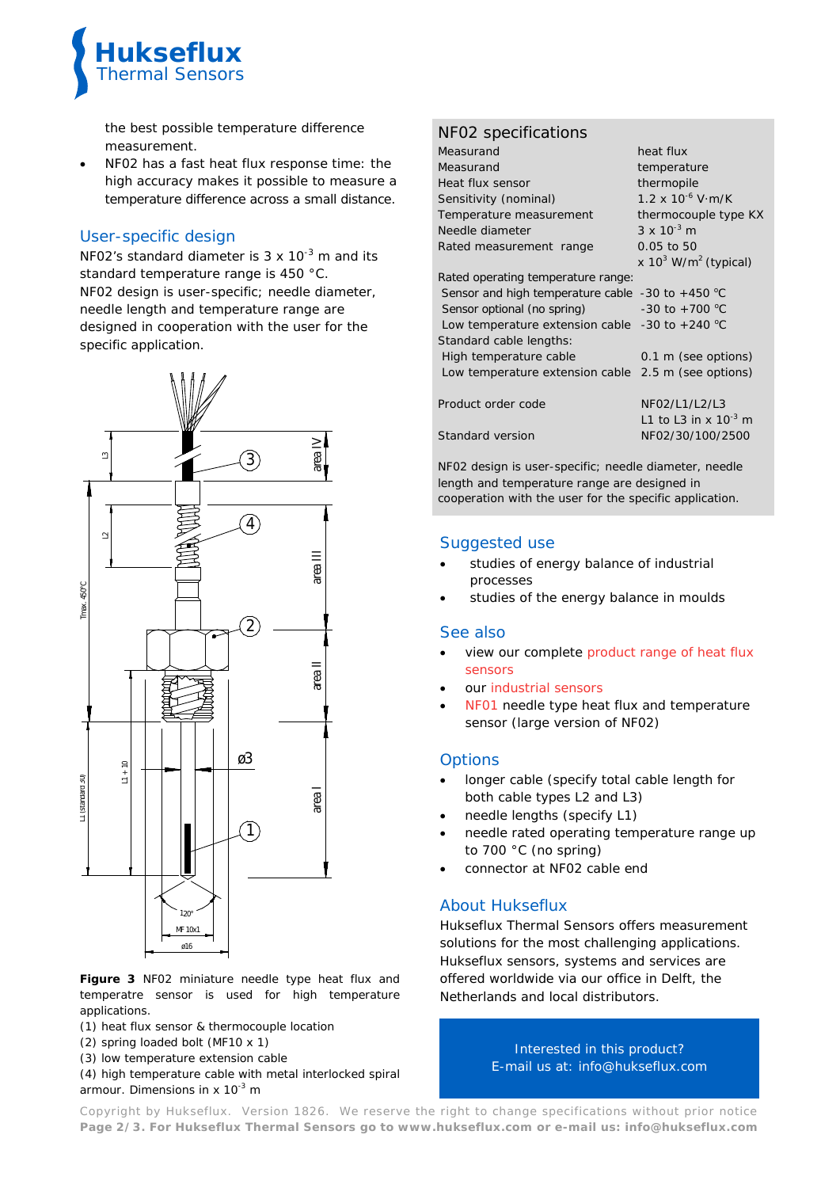the best possible temperature difference measurement.

- NF02 has a fast heat flux response time: the high accuracy makes it possible to measure a temperature difference across a small distance.

## User-specific design

NF02's standard diameter is 3 x $10^{-3}$ m and its standard temperature range is 450 °C.
NF02 design is user-specific; needle diameter, needle length and temperature range are designed in cooperation with the user for the specific application.

**Figure 3** NF02 miniature needle type heat flux and temperatre sensor is used for high temperature applications.
(1) heat flux sensor & thermocouple location
(2) spring loaded bolt (MF10 x 1)
(3) low temperature extension cable
(4) high temperature cable with metal interlocked spiral armour. Dimensions in x $10^{-3}$ m

## NF02 specifications

| | |
|---|---|
| Measurand | heat flux |
| Measurand | temperature |
| Heat flux sensor | thermopile |
| Sensitivity (nominal) | 1.2 x $10^{-6}$ V·m/K |
| Temperature measurement | thermocouple type KX |
| Needle diameter | 3 x $10^{-3}$ m |
| Rated measurement range | 0.05 to 50 x $10^{3}$ W/m$^2$ (typical) |
| Rated operating temperature range: | |
| Sensor and high temperature cable | -30 to +450 °C |
| Sensor optional (no spring) | -30 to +700 °C |
| Low temperature extension cable | -30 to +240 °C |
| Standard cable lengths: | |
| High temperature cable | 0.1 m (see options) |
| Low temperature extension cable | 2.5 m (see options) |
| Product order code | NF02/L1/L2/L3 L1 to L3 in x $10^{-3}$ m |
| Standard version | NF02/30/100/2500 |

NF02 design is user-specific; needle diameter, needle length and temperature range are designed in cooperation with the user for the specific application.

## Suggested use

- studies of energy balance of industrial processes
- studies of the energy balance in moulds

## See also

- view our complete product range of heat flux sensors
- our industrial sensors
- NF01 needle type heat flux and temperature sensor (large version of NF02)

## Options

- longer cable (specify total cable length for both cable types L2 and L3)
- needle lengths (specify L1)
- needle rated operating temperature range up to 700 °C (no spring)
- connector at NF02 cable end

## About Hukseflux

Hukseflux Thermal Sensors offers measurement solutions for the most challenging applications. Hukseflux sensors, systems and services are offered worldwide via our office in Delft, the Netherlands and local distributors.

Interested in this product?
E-mail us at: info@hukseflux.com

Copyright by Hukseflux. Version 1826. We reserve the right to change specifications without prior notice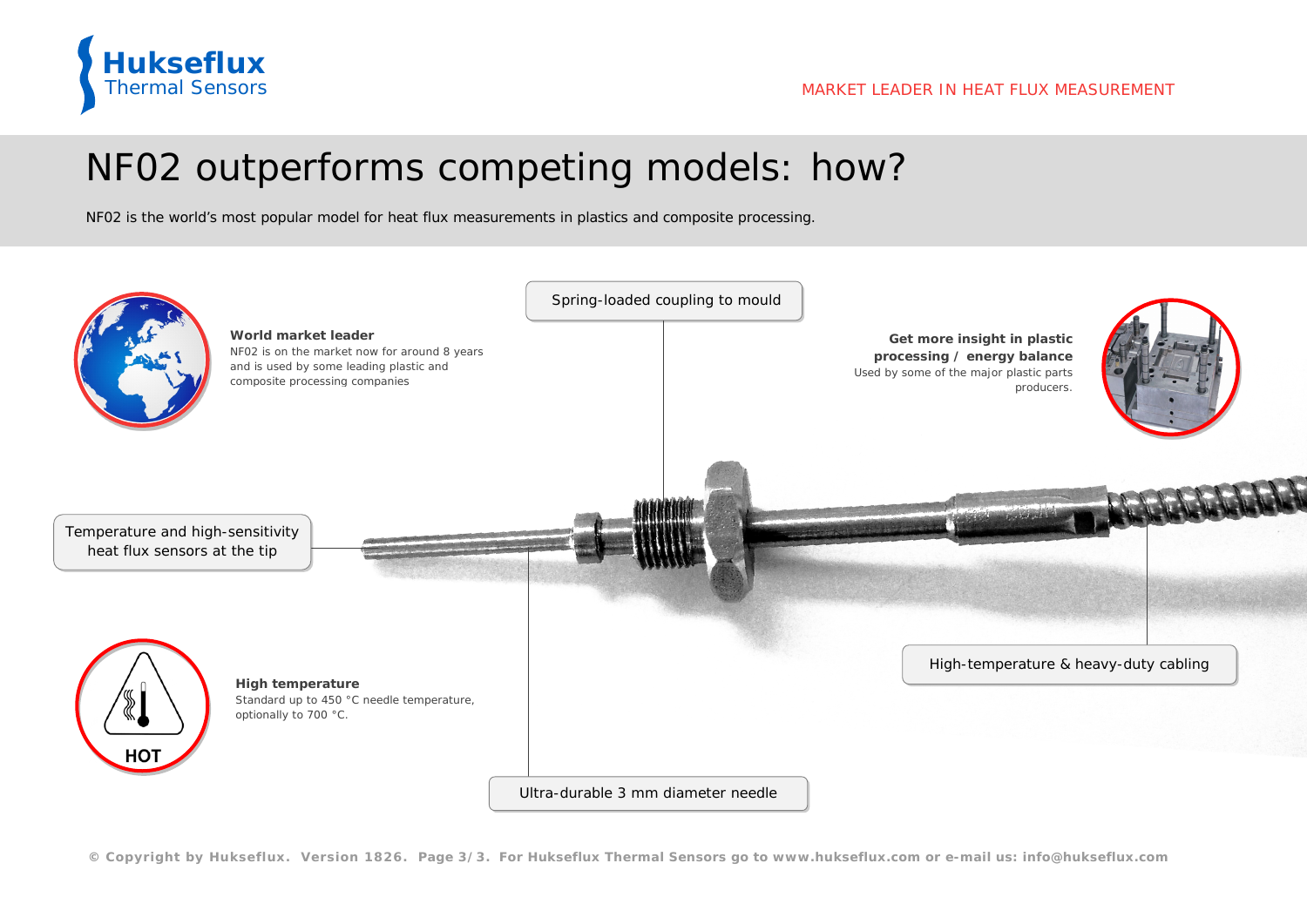# NF02 outperforms competing models: how?

NF02 is the world's most popular model for heat flux measurements in plastics and composite processing.

**World market leader**
NF02 is on the market now for around 8 years and is used by some leading plastic and composite processing companies

Spring-loaded coupling to mould

**Get more insight in plastic processing / energy balance**
Used by some of the major plastic parts producers.

Temperature and high-sensitivity heat flux sensors at the tip

High-temperature & heavy-duty cabling

**High temperature**
Standard up to 450 °C needle temperature, optionally to 700 °C.

Ultra-durable 3 mm diameter needle